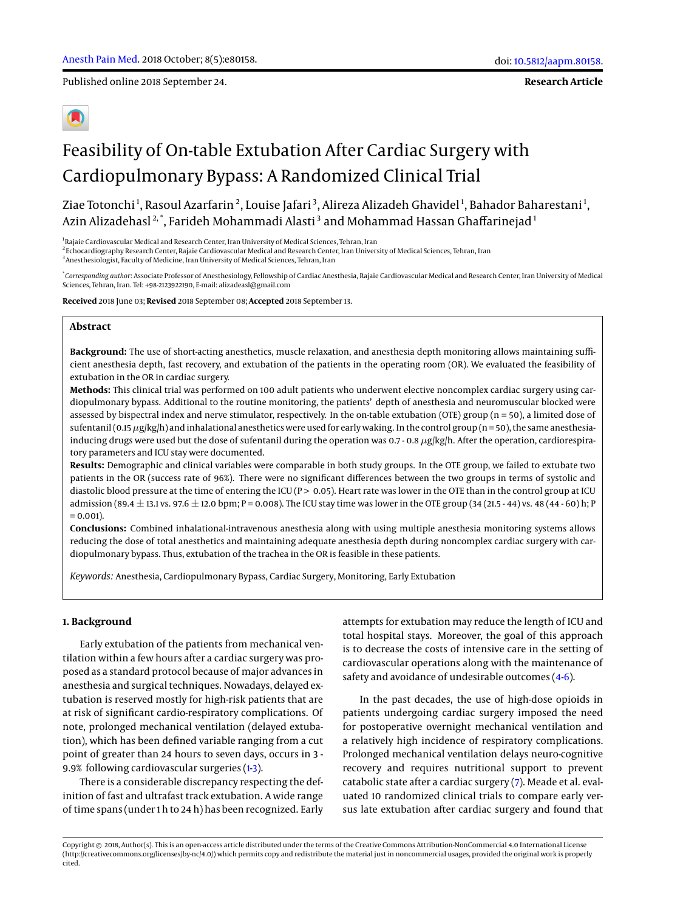Published online 2018 September 24.

**Research Article**

# Feasibility of On-table Extubation After Cardiac Surgery with Cardiopulmonary Bypass: A Randomized Clinical Trial

Ziae Totonchi[1], Rasoul Azarfarin[2], Louise Jafari[3], Alireza Alizadeh Ghavidel[1], Bahador Baharestani[1], Azin Alizadehasl[2,*], Farideh Mohammadi Alasti[3] and Mohammad Hassan Ghaffarinejad[1]

[1]Rajaie Cardiovascular Medical and Research Center, Iran University of Medical Sciences, Tehran, Iran
[2]Echocardiography Research Center, Rajaie Cardiovascular Medical and Research Center, Iran University of Medical Sciences, Tehran, Iran
[3]Anesthesiologist, Faculty of Medicine, Iran University of Medical Sciences, Tehran, Iran

[*]*Corresponding author*: Associate Professor of Anesthesiology, Fellowship of Cardiac Anesthesia, Rajaie Cardiovascular Medical and Research Center, Iran University of Medical Sciences, Tehran, Iran. Tel: +98-2123922190, E-mail: alizadeasl@gmail.com

**Received** 2018 June 03; **Revised** 2018 September 08; **Accepted** 2018 September 13.

## Abstract

**Background:** The use of short-acting anesthetics, muscle relaxation, and anesthesia depth monitoring allows maintaining sufficient anesthesia depth, fast recovery, and extubation of the patients in the operating room (OR). We evaluated the feasibility of extubation in the OR in cardiac surgery.

**Methods:** This clinical trial was performed on 100 adult patients who underwent elective noncomplex cardiac surgery using cardiopulmonary bypass. Additional to the routine monitoring, the patients' depth of anesthesia and neuromuscular blocked were assessed by bispectral index and nerve stimulator, respectively. In the on-table extubation (OTE) group (n = 50), a limited dose of sufentanil (0.15 $\mu$g/kg/h) and inhalational anesthetics were used for early waking. In the control group (n = 50), the same anesthesia-inducing drugs were used but the dose of sufentanil during the operation was 0.7 - 0.8 $\mu$g/kg/h. After the operation, cardiorespiratory parameters and ICU stay were documented.

**Results:** Demographic and clinical variables were comparable in both study groups. In the OTE group, we failed to extubate two patients in the OR (success rate of 96%). There were no significant differences between the two groups in terms of systolic and diastolic blood pressure at the time of entering the ICU (P > 0.05). Heart rate was lower in the OTE than in the control group at ICU admission (89.4 ± 13.1 vs. 97.6 ± 12.0 bpm; P = 0.008). The ICU stay time was lower in the OTE group (34 (21.5 - 44) vs. 48 (44 - 60) h; P = 0.001).

**Conclusions:** Combined inhalational-intravenous anesthesia along with using multiple anesthesia monitoring systems allows reducing the dose of total anesthetics and maintaining adequate anesthesia depth during noncomplex cardiac surgery with cardiopulmonary bypass. Thus, extubation of the trachea in the OR is feasible in these patients.

*Keywords:* Anesthesia, Cardiopulmonary Bypass, Cardiac Surgery, Monitoring, Early Extubation

## 1. Background

Early extubation of the patients from mechanical ventilation within a few hours after a cardiac surgery was proposed as a standard protocol because of major advances in anesthesia and surgical techniques. Nowadays, delayed extubation is reserved mostly for high-risk patients that are at risk of significant cardio-respiratory complications. Of note, prolonged mechanical ventilation (delayed extubation), which has been defined variable ranging from a cut point of greater than 24 hours to seven days, occurs in 3 - 9.9% following cardiovascular surgeries (1-3).

There is a considerable discrepancy respecting the definition of fast and ultrafast track extubation. A wide range of time spans (under 1 h to 24 h) has been recognized. Early attempts for extubation may reduce the length of ICU and total hospital stays. Moreover, the goal of this approach is to decrease the costs of intensive care in the setting of cardiovascular operations along with the maintenance of safety and avoidance of undesirable outcomes (4-6).

In the past decades, the use of high-dose opioids in patients undergoing cardiac surgery imposed the need for postoperative overnight mechanical ventilation and a relatively high incidence of respiratory complications. Prolonged mechanical ventilation delays neuro-cognitive recovery and requires nutritional support to prevent catabolic state after a cardiac surgery (7). Meade et al. evaluated 10 randomized clinical trials to compare early versus late extubation after cardiac surgery and found that

Copyright © 2018, Author(s). This is an open-access article distributed under the terms of the Creative Commons Attribution-NonCommercial 4.0 International License (http://creativecommons.org/licenses/by-nc/4.0/) which permits copy and redistribute the material just in noncommercial usages, provided the original work is properly cited.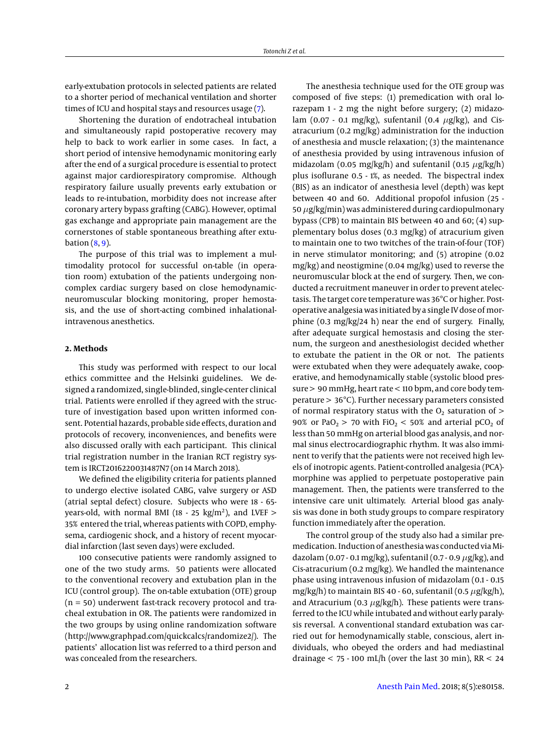early-extubation protocols in selected patients are related to a shorter period of mechanical ventilation and shorter times of ICU and hospital stays and resources usage (7).

Shortening the duration of endotracheal intubation and simultaneously rapid postoperative recovery may help to back to work earlier in some cases. In fact, a short period of intensive hemodynamic monitoring early after the end of a surgical procedure is essential to protect against major cardiorespiratory compromise. Although respiratory failure usually prevents early extubation or leads to re-intubation, morbidity does not increase after coronary artery bypass grafting (CABG). However, optimal gas exchange and appropriate pain management are the cornerstones of stable spontaneous breathing after extubation (8, 9).

The purpose of this trial was to implement a multimodality protocol for successful on-table (in operation room) extubation of the patients undergoing non-complex cardiac surgery based on close hemodynamic-neuromuscular blocking monitoring, proper hemostasis, and the use of short-acting combined inhalational-intravenous anesthetics.

## 2. Methods

This study was performed with respect to our local ethics committee and the Helsinki guidelines. We designed a randomized, single-blinded, single-center clinical trial. Patients were enrolled if they agreed with the structure of investigation based upon written informed consent. Potential hazards, probable side effects, duration and protocols of recovery, inconveniences, and benefits were also discussed orally with each participant. This clinical trial registration number in the Iranian RCT registry system is IRCT2016220031487N7 (on 14 March 2018).

We defined the eligibility criteria for patients planned to undergo elective isolated CABG, valve surgery or ASD (atrial septal defect) closure. Subjects who were 18 - 65-years-old, with normal BMI (18 - 25 kg/m$^2$), and LVEF > 35% entered the trial, whereas patients with COPD, emphysema, cardiogenic shock, and a history of recent myocardial infarction (last seven days) were excluded.

100 consecutive patients were randomly assigned to one of the two study arms. 50 patients were allocated to the conventional recovery and extubation plan in the ICU (control group). The on-table extubation (OTE) group (n = 50) underwent fast-track recovery protocol and tracheal extubation in OR. The patients were randomized in the two groups by using online randomization software (http://www.graphpad.com/quickcalcs/randomize2/). The patients' allocation list was referred to a third person and was concealed from the researchers.

The anesthesia technique used for the OTE group was composed of five steps: (1) premedication with oral lorazepam 1 - 2 mg the night before surgery; (2) midazolam (0.07 - 0.1 mg/kg), sufentanil (0.4 $\mu$g/kg), and Cis-atracurium (0.2 mg/kg) administration for the induction of anesthesia and muscle relaxation; (3) the maintenance of anesthesia provided by using intravenous infusion of midazolam (0.05 mg/kg/h) and sufentanil (0.15 $\mu$g/kg/h) plus isoflurane 0.5 - 1%, as needed. The bispectral index (BIS) as an indicator of anesthesia level (depth) was kept between 40 and 60. Additional propofol infusion (25 - 50 $\mu$g/kg/min) was administered during cardiopulmonary bypass (CPB) to maintain BIS between 40 and 60; (4) supplementary bolus doses (0.3 mg/kg) of atracurium given to maintain one to two twitches of the train-of-four (TOF) in nerve stimulator monitoring; and (5) atropine (0.02 mg/kg) and neostigmine (0.04 mg/kg) used to reverse the neuromuscular block at the end of surgery. Then, we conducted a recruitment maneuver in order to prevent atelectasis. The target core temperature was 36°C or higher. Postoperative analgesia was initiated by a single IV dose of morphine (0.3 mg/kg/24 h) near the end of surgery. Finally, after adequate surgical hemostasis and closing the sternum, the surgeon and anesthesiologist decided whether to extubate the patient in the OR or not. The patients were extubated when they were adequately awake, cooperative, and hemodynamically stable (systolic blood pressure > 90 mmHg, heart rate < 110 bpm, and core body temperature > 36°C). Further necessary parameters consisted of normal respiratory status with the $O_2$ saturation of > 90% or $PaO_2$ > 70 with $FiO_2$ < 50% and arterial $pCO_2$ of less than 50 mmHg on arterial blood gas analysis, and normal sinus electrocardiographic rhythm. It was also imminent to verify that the patients were not received high levels of inotropic agents. Patient-controlled analgesia (PCA)-morphine was applied to perpetuate postoperative pain management. Then, the patients were transferred to the intensive care unit ultimately. Arterial blood gas analysis was done in both study groups to compare respiratory function immediately after the operation.

The control group of the study also had a similar premedication. Induction of anesthesia was conducted via Midazolam (0.07 - 0.1 mg/kg), sufentanil (0.7 - 0.9 $\mu$g/kg), and Cis-atracurium (0.2 mg/kg). We handled the maintenance phase using intravenous infusion of midazolam (0.1 - 0.15 mg/kg/h) to maintain BIS 40 - 60, sufentanil (0.5 $\mu$g/kg/h), and Atracurium (0.3 $\mu$g/kg/h). These patients were transferred to the ICU while intubated and without early paralysis reversal. A conventional standard extubation was carried out for hemodynamically stable, conscious, alert individuals, who obeyed the orders and had mediastinal drainage < 75 - 100 mL/h (over the last 30 min), RR < 24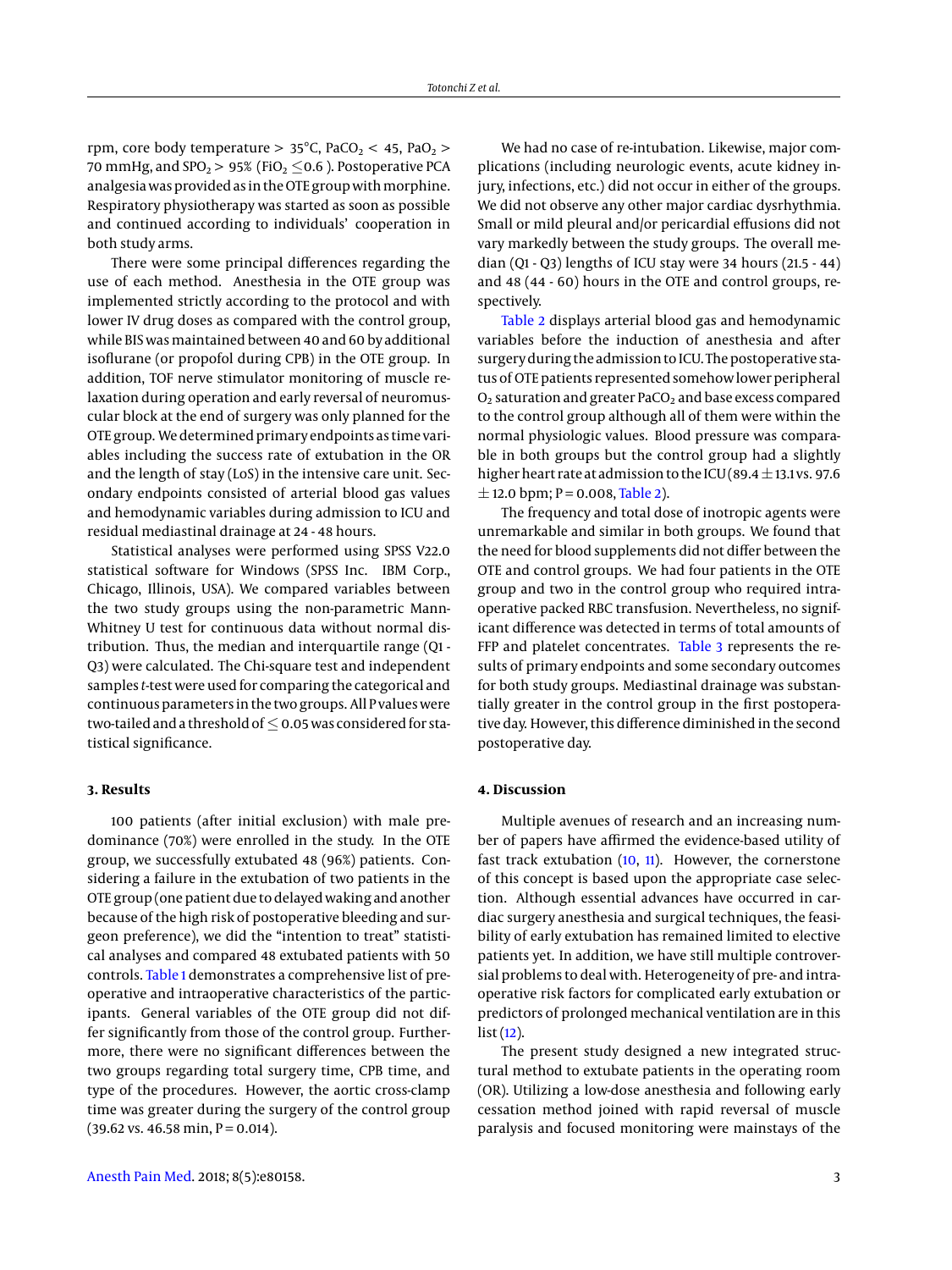rpm, core body temperature > 35°C, $PaCO_2$ < 45, $PaO_2$ > 70 mmHg, and $SPO_2$ > 95% ($FiO_2$ ≤0.6 ). Postoperative PCA analgesia was provided as in the OTE group with morphine. Respiratory physiotherapy was started as soon as possible and continued according to individuals' cooperation in both study arms.

There were some principal differences regarding the use of each method. Anesthesia in the OTE group was implemented strictly according to the protocol and with lower IV drug doses as compared with the control group, while BIS was maintained between 40 and 60 by additional isoflurane (or propofol during CPB) in the OTE group. In addition, TOF nerve stimulator monitoring of muscle relaxation during operation and early reversal of neuromuscular block at the end of surgery was only planned for the OTE group. We determined primary endpoints as time variables including the success rate of extubation in the OR and the length of stay (LoS) in the intensive care unit. Secondary endpoints consisted of arterial blood gas values and hemodynamic variables during admission to ICU and residual mediastinal drainage at 24 - 48 hours.

Statistical analyses were performed using SPSS V22.0 statistical software for Windows (SPSS Inc. IBM Corp., Chicago, Illinois, USA). We compared variables between the two study groups using the non-parametric Mann-Whitney U test for continuous data without normal distribution. Thus, the median and interquartile range (Q1 - Q3) were calculated. The Chi-square test and independent samples *t*-test were used for comparing the categorical and continuous parameters in the two groups. All P values were two-tailed and a threshold of ≤ 0.05 was considered for statistical significance.

## 3. Results

100 patients (after initial exclusion) with male predominance (70%) were enrolled in the study. In the OTE group, we successfully extubated 48 (96%) patients. Considering a failure in the extubation of two patients in the OTE group (one patient due to delayed waking and another because of the high risk of postoperative bleeding and surgeon preference), we did the "intention to treat" statistical analyses and compared 48 extubated patients with 50 controls. Table 1 demonstrates a comprehensive list of preoperative and intraoperative characteristics of the participants. General variables of the OTE group did not differ significantly from those of the control group. Furthermore, there were no significant differences between the two groups regarding total surgery time, CPB time, and type of the procedures. However, the aortic cross-clamp time was greater during the surgery of the control group (39.62 vs. 46.58 min, P = 0.014).

We had no case of re-intubation. Likewise, major complications (including neurologic events, acute kidney injury, infections, etc.) did not occur in either of the groups. We did not observe any other major cardiac dysrhythmia. Small or mild pleural and/or pericardial effusions did not vary markedly between the study groups. The overall median (Q1 - Q3) lengths of ICU stay were 34 hours (21.5 - 44) and 48 (44 - 60) hours in the OTE and control groups, respectively.

Table 2 displays arterial blood gas and hemodynamic variables before the induction of anesthesia and after surgery during the admission to ICU. The postoperative status of OTE patients represented somehow lower peripheral $O_2$ saturation and greater $PaCO_2$ and base excess compared to the control group although all of them were within the normal physiologic values. Blood pressure was comparable in both groups but the control group had a slightly higher heart rate at admission to the ICU (89.4 ± 13.1 vs. 97.6 ± 12.0 bpm; P = 0.008, Table 2).

The frequency and total dose of inotropic agents were unremarkable and similar in both groups. We found that the need for blood supplements did not differ between the OTE and control groups. We had four patients in the OTE group and two in the control group who required intraoperative packed RBC transfusion. Nevertheless, no significant difference was detected in terms of total amounts of FFP and platelet concentrates. Table 3 represents the results of primary endpoints and some secondary outcomes for both study groups. Mediastinal drainage was substantially greater in the control group in the first postoperative day. However, this difference diminished in the second postoperative day.

## 4. Discussion

Multiple avenues of research and an increasing number of papers have affirmed the evidence-based utility of fast track extubation (10, 11). However, the cornerstone of this concept is based upon the appropriate case selection. Although essential advances have occurred in cardiac surgery anesthesia and surgical techniques, the feasibility of early extubation has remained limited to elective patients yet. In addition, we have still multiple controversial problems to deal with. Heterogeneity of pre- and intraoperative risk factors for complicated early extubation or predictors of prolonged mechanical ventilation are in this list (12).

The present study designed a new integrated structural method to extubate patients in the operating room (OR). Utilizing a low-dose anesthesia and following early cessation method joined with rapid reversal of muscle paralysis and focused monitoring were mainstays of the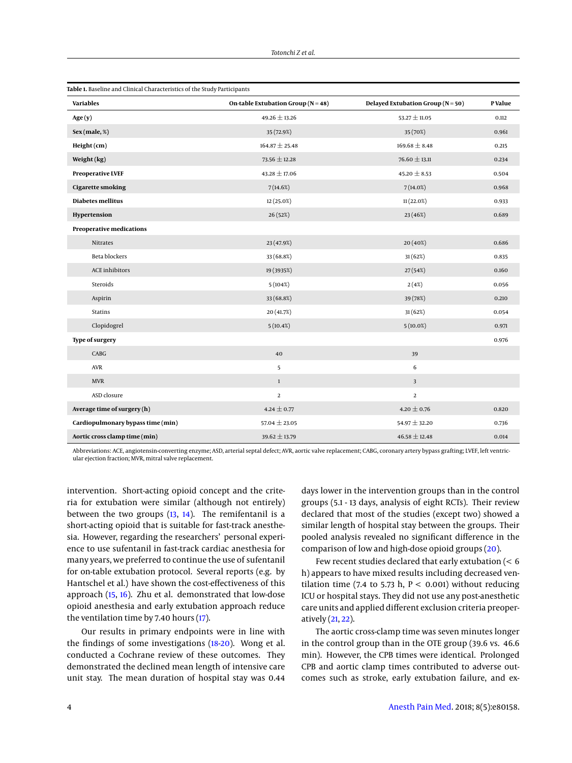**Table 1.** Baseline and Clinical Characteristics of the Study Participants

| Variables | On-table Extubation Group (N = 48) | Delayed Extubation Group (N = 50) | P Value |
|---|---|---|---|
| **Age (y)** | 49.26 ± 13.26 | 53.27 ± 11.05 | 0.112 |
| **Sex (male, %)** | 35 (72.9%) | 35 (70%) | 0.961 |
| **Height (cm)** | 164.87 ± 25.48 | 169.68 ± 8.48 | 0.215 |
| **Weight (kg)** | 73.56 ± 12.28 | 76.60 ± 13.11 | 0.234 |
| **Preoperative LVEF** | 43.28 ± 17.06 | 45.20 ± 8.53 | 0.504 |
| **Cigarette smoking** | 7 (14.6%) | 7 (14.0%) | 0.968 |
| **Diabetes mellitus** | 12 (25.0%) | 11 (22.0%) | 0.933 |
| **Hypertension** | 26 (52%) | 23 (46%) | 0.689 |
| **Preoperative medications** | | | |
| Nitrates | 23 (47.9%) | 20 (40%) | 0.686 |
| Beta blockers | 33 (68.8%) | 31 (62%) | 0.835 |
| ACE inhibitors | 19 (3935%) | 27 (54%) | 0.160 |
| Steroids | 5 (104%) | 2 (4%) | 0.056 |
| Aspirin | 33 (68.8%) | 39 (78%) | 0.210 |
| Statins | 20 (41.7%) | 31 (62%) | 0.054 |
| Clopidogrel | 5 (10.4%) | 5 (10.0%) | 0.971 |
| **Type of surgery** | | | 0.976 |
| CABG | 40 | 39 | |
| AVR | 5 | 6 | |
| MVR | 1 | 3 | |
| ASD closure | 2 | 2 | |
| **Average time of surgery (h)** | 4.24 ± 0.77 | 4.20 ± 0.76 | 0.820 |
| **Cardiopulmonary bypass time (min)** | 57.04 ± 23.05 | 54.97 ± 32.20 | 0.736 |
| **Aortic cross clamp time (min)** | 39.62 ± 13.79 | 46.58 ± 12.48 | 0.014 |

Abbreviations: ACE, angiotensin-converting enzyme; ASD, arterial septal defect; AVR, aortic valve replacement; CABG, coronary artery bypass grafting; LVEF, left ventricular ejection fraction; MVR, mitral valve replacement.

intervention. Short-acting opioid concept and the criteria for extubation were similar (although not entirely) between the two groups (13, 14). The remifentanil is a short-acting opioid that is suitable for fast-track anesthesia. However, regarding the researchers' personal experience to use sufentanil in fast-track cardiac anesthesia for many years, we preferred to continue the use of sufentanil for on-table extubation protocol. Several reports (e.g. by Hantschel et al.) have shown the cost-effectiveness of this approach (15, 16). Zhu et al. demonstrated that low-dose opioid anesthesia and early extubation approach reduce the ventilation time by 7.40 hours (17).

Our results in primary endpoints were in line with the findings of some investigations (18-20). Wong et al. conducted a Cochrane review of these outcomes. They demonstrated the declined mean length of intensive care unit stay. The mean duration of hospital stay was 0.44 days lower in the intervention groups than in the control groups (5.1 - 13 days, analysis of eight RCTs). Their review declared that most of the studies (except two) showed a similar length of hospital stay between the groups. Their pooled analysis revealed no significant difference in the comparison of low and high-dose opioid groups (20).

Few recent studies declared that early extubation (< 6 h) appears to have mixed results including decreased ventilation time (7.4 to 5.73 h, $P < 0.001$) without reducing ICU or hospital stays. They did not use any post-anesthetic care units and applied different exclusion criteria preoperatively (21, 22).

The aortic cross-clamp time was seven minutes longer in the control group than in the OTE group (39.6 vs. 46.6 min). However, the CPB times were identical. Prolonged CPB and aortic clamp times contributed to adverse outcomes such as stroke, early extubation failure, and ex-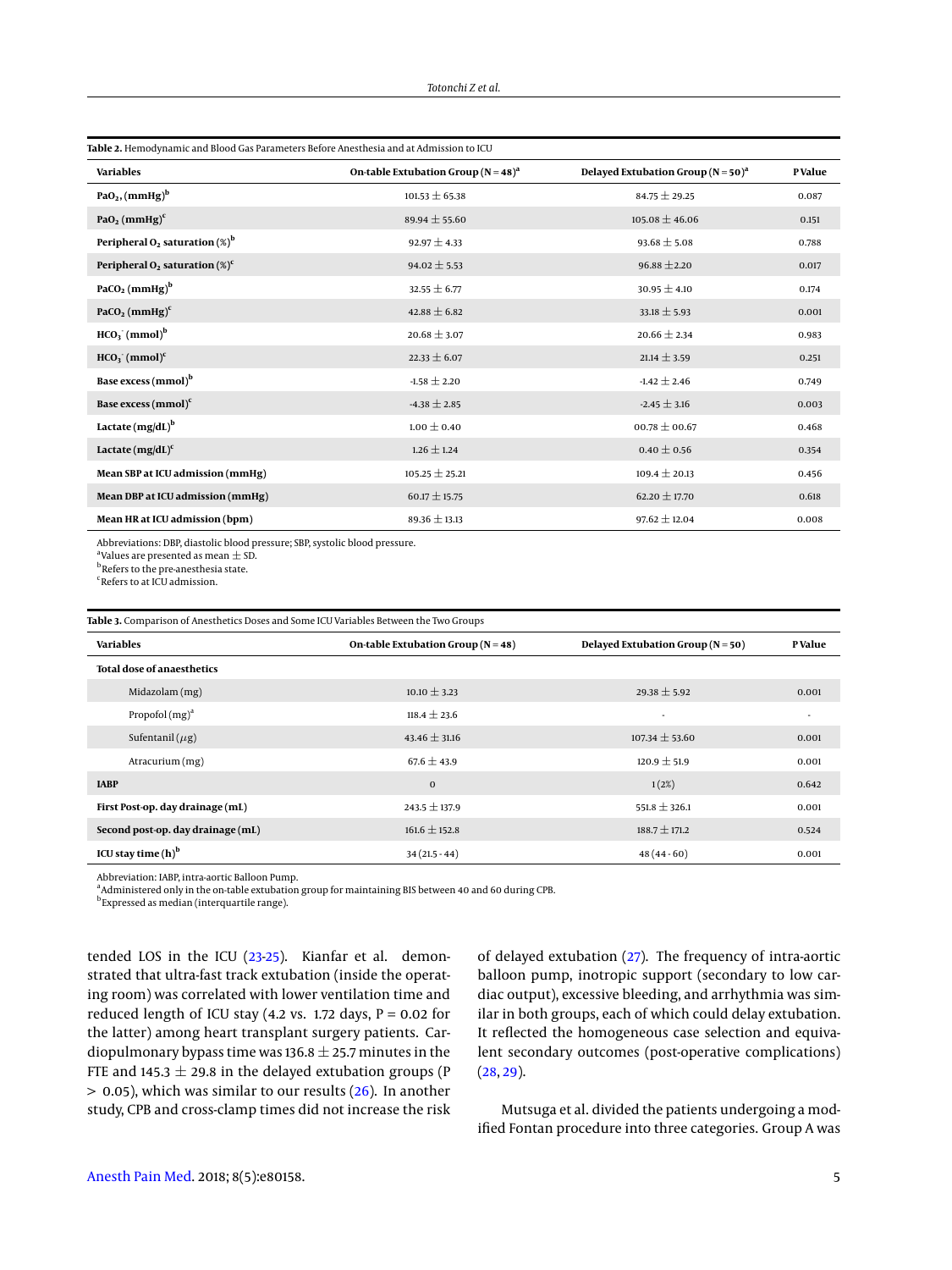**Table 2.** Hemodynamic and Blood Gas Parameters Before Anesthesia and at Admission to ICU

| Variables | On-table Extubation Group (N = 48)[a] | Delayed Extubation Group (N = 50)[a] | P Value |
|---|---|---|---|
| **$PaO_2$, (mmHg)**[b] | 101.53 ± 65.38 | 84.75 ± 29.25 | 0.087 |
| **$PaO_2$ (mmHg)**[c] | 89.94 ± 55.60 | 105.08 ± 46.06 | 0.151 |
| **Peripheral $O_2$ saturation (%)**[b] | 92.97 ± 4.33 | 93.68 ± 5.08 | 0.788 |
| **Peripheral $O_2$ saturation (%)**[c] | 94.02 ± 5.53 | 96.88 ±2.20 | 0.017 |
| **$PaCO_2$ (mmHg)**[b] | 32.55 ± 6.77 | 30.95 ± 4.10 | 0.174 |
| **$PaCO_2$ (mmHg)**[c] | 42.88 ± 6.82 | 33.18 ± 5.93 | 0.001 |
| **$HCO_3^-$ (mmol)**[b] | 20.68 ± 3.07 | 20.66 ± 2.34 | 0.983 |
| **$HCO_3^-$ (mmol)**[c] | 22.33 ± 6.07 | 21.14 ± 3.59 | 0.251 |
| **Base excess (mmol)**[b] | -1.58 ± 2.20 | -1.42 ± 2.46 | 0.749 |
| **Base excess (mmol)**[c] | -4.38 ± 2.85 | -2.45 ± 3.16 | 0.003 |
| **Lactate (mg/dL)**[b] | 1.00 ± 0.40 | 00.78 ± 00.67 | 0.468 |
| **Lactate (mg/dL)**[c] | 1.26 ± 1.24 | 0.40 ± 0.56 | 0.354 |
| **Mean SBP at ICU admission (mmHg)** | 105.25 ± 25.21 | 109.4 ± 20.13 | 0.456 |
| **Mean DBP at ICU admission (mmHg)** | 60.17 ± 15.75 | 62.20 ± 17.70 | 0.618 |
| **Mean HR at ICU admission (bpm)** | 89.36 ± 13.13 | 97.62 ± 12.04 | 0.008 |

Abbreviations: DBP, diastolic blood pressure; SBP, systolic blood pressure.
[a]Values are presented as mean ± SD.
[b]Refers to the pre-anesthesia state.
[c]Refers to at ICU admission.

**Table 3.** Comparison of Anesthetics Doses and Some ICU Variables Between the Two Groups

| Variables | On-table Extubation Group (N = 48) | Delayed Extubation Group (N = 50) | P Value |
|---|---|---|---|
| **Total dose of anaesthetics** | | | |
| Midazolam (mg) | 10.10 ± 3.23 | 29.38 ± 5.92 | 0.001 |
| Propofol (mg)[a] | 118.4 ± 23.6 | - | - |
| Sufentanil ($\mu$g) | 43.46 ± 31.16 | 107.34 ± 53.60 | 0.001 |
| Atracurium (mg) | 67.6 ± 43.9 | 120.9 ± 51.9 | 0.001 |
| **IABP** | 0 | 1 (2%) | 0.642 |
| **First Post-op. day drainage (mL)** | 243.5 ± 137.9 | 551.8 ± 326.1 | 0.001 |
| **Second post-op. day drainage (mL)** | 161.6 ± 152.8 | 188.7 ± 171.2 | 0.524 |
| **ICU stay time (h)**[b] | 34 (21.5 - 44) | 48 (44 - 60) | 0.001 |

Abbreviation: IABP, intra-aortic Balloon Pump.
[a]Administered only in the on-table extubation group for maintaining BIS between 40 and 60 during CPB.
[b]Expressed as median (interquartile range).

tended LOS in the ICU (23-25). Kianfar et al. demonstrated that ultra-fast track extubation (inside the operating room) was correlated with lower ventilation time and reduced length of ICU stay (4.2 vs. 1.72 days, P = 0.02 for the latter) among heart transplant surgery patients. Cardiopulmonary bypass time was 136.8 ± 25.7 minutes in the FTE and 145.3 ± 29.8 in the delayed extubation groups (P > 0.05), which was similar to our results (26). In another study, CPB and cross-clamp times did not increase the risk of delayed extubation (27). The frequency of intra-aortic balloon pump, inotropic support (secondary to low cardiac output), excessive bleeding, and arrhythmia was similar in both groups, each of which could delay extubation. It reflected the homogeneous case selection and equivalent secondary outcomes (post-operative complications) (28, 29).

Mutsuga et al. divided the patients undergoing a modified Fontan procedure into three categories. Group A was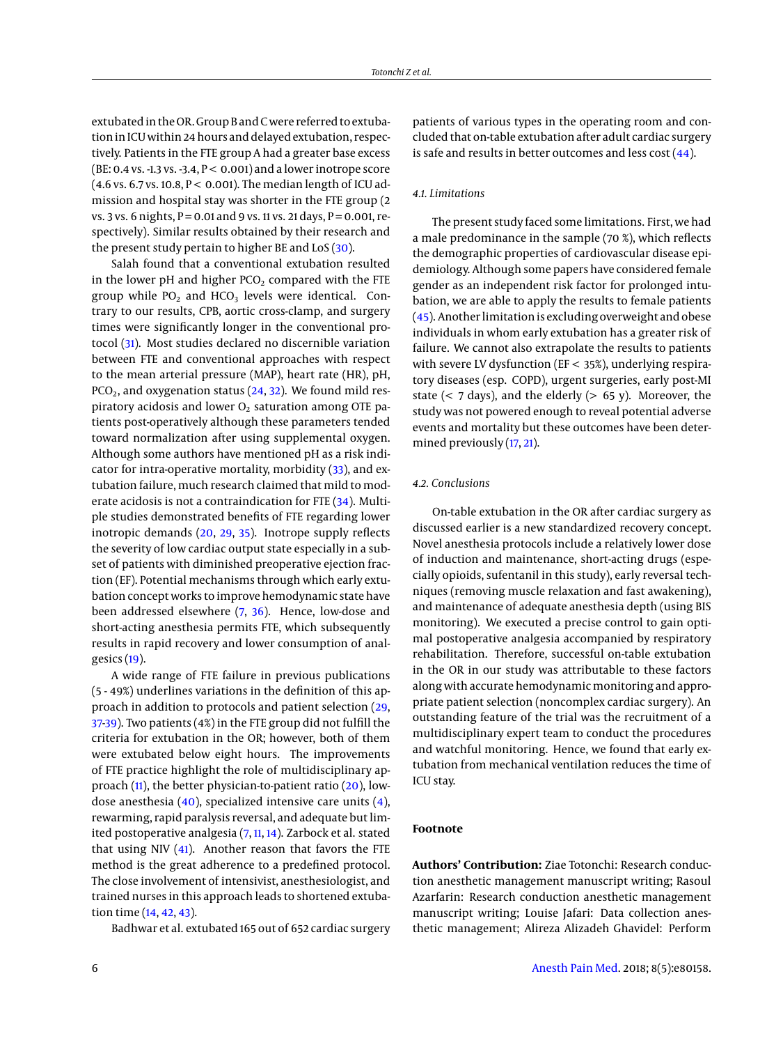extubated in the OR. Group B and C were referred to extubation in ICU within 24 hours and delayed extubation, respectively. Patients in the FTE group A had a greater base excess (BE: 0.4 vs. -1.3 vs. -3.4, $P < 0.001$) and a lower inotrope score (4.6 vs. 6.7 vs. 10.8, $P < 0.001$). The median length of ICU admission and hospital stay was shorter in the FTE group (2 vs. 3 vs. 6 nights, $P = 0.01$ and 9 vs. 11 vs. 21 days, $P = 0.001$, respectively). Similar results obtained by their research and the present study pertain to higher BE and LoS (30).

Salah found that a conventional extubation resulted in the lower pH and higher $PCO_2$ compared with the FTE group while $PO_2$ and $HCO_3$ levels were identical. Contrary to our results, CPB, aortic cross-clamp, and surgery times were significantly longer in the conventional protocol (31). Most studies declared no discernible variation between FTE and conventional approaches with respect to the mean arterial pressure (MAP), heart rate (HR), pH, $PCO_2$, and oxygenation status (24, 32). We found mild respiratory acidosis and lower $O_2$ saturation among OTE patients post-operatively although these parameters tended toward normalization after using supplemental oxygen. Although some authors have mentioned pH as a risk indicator for intra-operative mortality, morbidity (33), and extubation failure, much research claimed that mild to moderate acidosis is not a contraindication for FTE (34). Multiple studies demonstrated benefits of FTE regarding lower inotropic demands (20, 29, 35). Inotrope supply reflects the severity of low cardiac output state especially in a subset of patients with diminished preoperative ejection fraction (EF). Potential mechanisms through which early extubation concept works to improve hemodynamic state have been addressed elsewhere (7, 36). Hence, low-dose and short-acting anesthesia permits FTE, which subsequently results in rapid recovery and lower consumption of analgesics (19).

A wide range of FTE failure in previous publications (5 - 49%) underlines variations in the definition of this approach in addition to protocols and patient selection (29, 37-39). Two patients (4%) in the FTE group did not fulfill the criteria for extubation in the OR; however, both of them were extubated below eight hours. The improvements of FTE practice highlight the role of multidisciplinary approach (11), the better physician-to-patient ratio (20), low-dose anesthesia (40), specialized intensive care units (4), rewarming, rapid paralysis reversal, and adequate but limited postoperative analgesia (7, 11, 14). Zarbock et al. stated that using NIV (41). Another reason that favors the FTE method is the great adherence to a predefined protocol. The close involvement of intensivist, anesthesiologist, and trained nurses in this approach leads to shortened extubation time (14, 42, 43).

Badhwar et al. extubated 165 out of 652 cardiac surgery patients of various types in the operating room and concluded that on-table extubation after adult cardiac surgery is safe and results in better outcomes and less cost (44).

### 4.1. Limitations

The present study faced some limitations. First, we had a male predominance in the sample (70 %), which reflects the demographic properties of cardiovascular disease epidemiology. Although some papers have considered female gender as an independent risk factor for prolonged intubation, we are able to apply the results to female patients (45). Another limitation is excluding overweight and obese individuals in whom early extubation has a greater risk of failure. We cannot also extrapolate the results to patients with severe LV dysfunction (EF < 35%), underlying respiratory diseases (esp. COPD), urgent surgeries, early post-MI state (< 7 days), and the elderly (> 65 y). Moreover, the study was not powered enough to reveal potential adverse events and mortality but these outcomes have been determined previously (17, 21).

### 4.2. Conclusions

On-table extubation in the OR after cardiac surgery as discussed earlier is a new standardized recovery concept. Novel anesthesia protocols include a relatively lower dose of induction and maintenance, short-acting drugs (especially opioids, sufentanil in this study), early reversal techniques (removing muscle relaxation and fast awakening), and maintenance of adequate anesthesia depth (using BIS monitoring). We executed a precise control to gain optimal postoperative analgesia accompanied by respiratory rehabilitation. Therefore, successful on-table extubation in the OR in our study was attributable to these factors along with accurate hemodynamic monitoring and appropriate patient selection (noncomplex cardiac surgery). An outstanding feature of the trial was the recruitment of a multidisciplinary expert team to conduct the procedures and watchful monitoring. Hence, we found that early extubation from mechanical ventilation reduces the time of ICU stay.

## Footnote

**Authors' Contribution:** Ziae Totonchi: Research conduction anesthetic management manuscript writing; Rasoul Azarfarin: Research conduction anesthetic management manuscript writing; Louise Jafari: Data collection anesthetic management; Alireza Alizadeh Ghavidel: Perform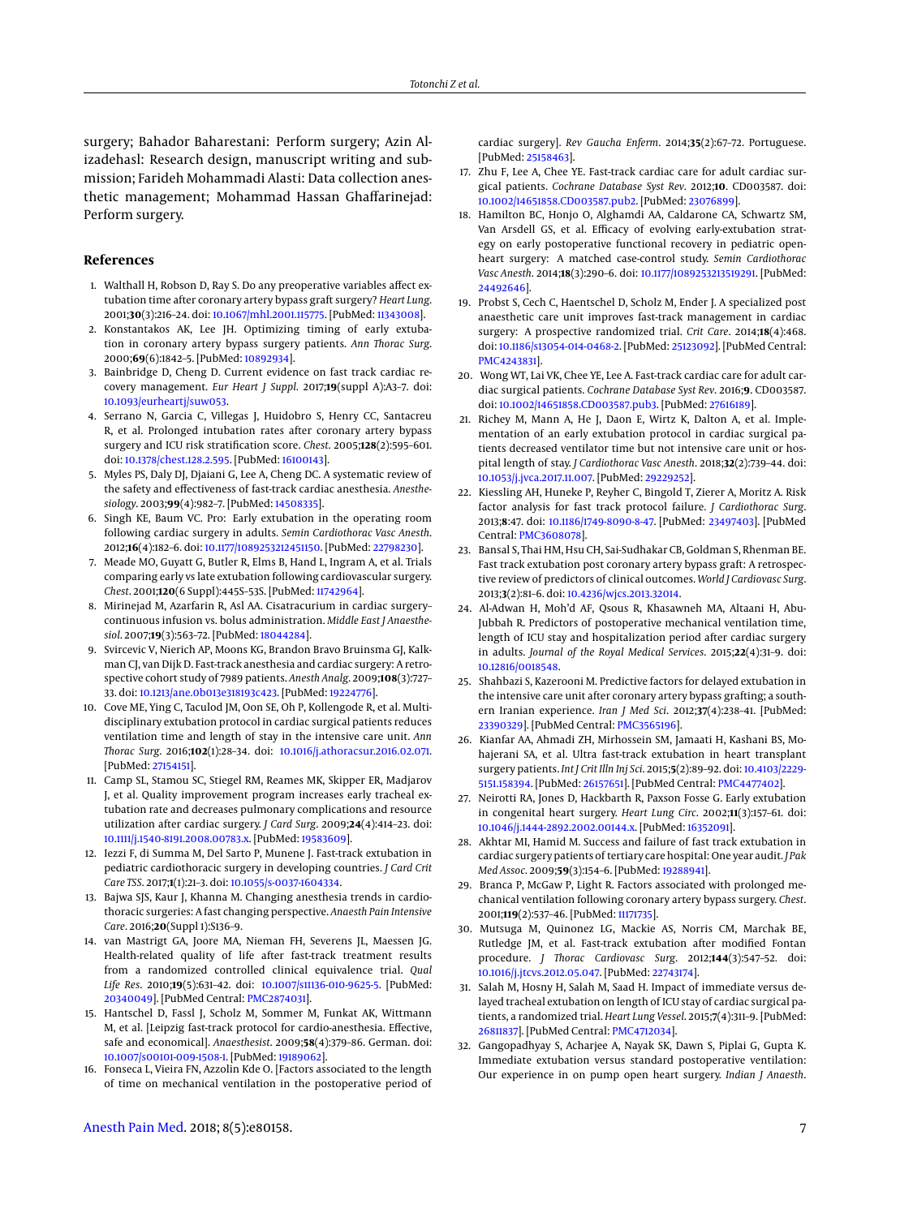surgery; Bahador Baharestani: Perform surgery; Azin Alizadehasl: Research design, manuscript writing and submission; Farideh Mohammadi Alasti: Data collection anesthetic management; Mohammad Hassan Ghaffarinejad: Perform surgery.

## References

1. Walthall H, Robson D, Ray S. Do any preoperative variables affect extubation time after coronary artery bypass graft surgery? *Heart Lung*. 2001;**30**(3):216–24. doi: 10.1067/mhl.2001.115775. [PubMed: 11343008].
2. Konstantakos AK, Lee JH. Optimizing timing of early extubation in coronary artery bypass surgery patients. *Ann Thorac Surg*. 2000;**69**(6):1842–5. [PubMed: 10892934].
3. Bainbridge D, Cheng D. Current evidence on fast track cardiac recovery management. *Eur Heart J Suppl*. 2017;**19**(suppl A):A3–7. doi: 10.1093/eurheartj/suw053.
4. Serrano N, Garcia C, Villegas J, Huidobro S, Henry CC, Santacreu R, et al. Prolonged intubation rates after coronary artery bypass surgery and ICU risk stratification score. *Chest*. 2005;**128**(2):595–601. doi: 10.1378/chest.128.2.595. [PubMed: 16100143].
5. Myles PS, Daly DJ, Djaiani G, Lee A, Cheng DC. A systematic review of the safety and effectiveness of fast-track cardiac anesthesia. *Anesthesiology*. 2003;**99**(4):982–7. [PubMed: 14508335].
6. Singh KE, Baum VC. Pro: Early extubation in the operating room following cardiac surgery in adults. *Semin Cardiothorac Vasc Anesth*. 2012;**16**(4):182–6. doi: 10.1177/1089253212451150. [PubMed: 22798230].
7. Meade MO, Guyatt G, Butler R, Elms B, Hand L, Ingram A, et al. Trials comparing early vs late extubation following cardiovascular surgery. *Chest*. 2001;**120**(6 Suppl):445S–53S. [PubMed: 11742964].
8. Mirinejad M, Azarfarin R, Asl AA. Cisatracurium in cardiac surgery–continuous infusion vs. bolus administration. *Middle East J Anaesthesiol*. 2007;**19**(3):563–72. [PubMed: 18044284].
9. Svircevic V, Nierich AP, Moons KG, Brandon Bravo Bruinsma GJ, Kalkman CJ, van Dijk D. Fast-track anesthesia and cardiac surgery: A retrospective cohort study of 7989 patients. *Anesth Analg*. 2009;**108**(3):727–33. doi: 10.1213/ane.0b013e318193c423. [PubMed: 19224776].
10. Cove ME, Ying C, Taculod JM, Oon SE, Oh P, Kollengode R, et al. Multidisciplinary extubation protocol in cardiac surgical patients reduces ventilation time and length of stay in the intensive care unit. *Ann Thorac Surg*. 2016;**102**(1):28–34. doi: 10.1016/j.athoracsur.2016.02.071. [PubMed: 27154151].
11. Camp SL, Stamou SC, Stiegel RM, Reames MK, Skipper ER, Madjarov J, et al. Quality improvement program increases early tracheal extubation rate and decreases pulmonary complications and resource utilization after cardiac surgery. *J Card Surg*. 2009;**24**(4):414–23. doi: 10.1111/j.1540-8191.2008.00783.x. [PubMed: 19583609].
12. Iezzi F, di Summa M, Del Sarto P, Munene J. Fast-track extubation in pediatric cardiothoracic surgery in developing countries. *J Card Crit Care TSS*. 2017;**1**(1):21–3. doi: 10.1055/s-0037-1604334.
13. Bajwa SJS, Kaur J, Khanna M. Changing anesthesia trends in cardiothoracic surgeries: A fast changing perspective. *Anaesth Pain Intensive Care*. 2016;**20**(Suppl 1):S136–9.
14. van Mastrigt GA, Joore MA, Nieman FH, Severens JL, Maessen JG. Health-related quality of life after fast-track treatment results from a randomized controlled clinical equivalence trial. *Qual Life Res*. 2010;**19**(5):631–42. doi: 10.1007/s11136-010-9625-5. [PubMed: 20340049]. [PubMed Central: PMC2874031].
15. Hantschel D, Fassl J, Scholz M, Sommer M, Funkat AK, Wittmann M, et al. [Leipzig fast-track protocol for cardio-anesthesia. Effective, safe and economical]. *Anaesthesist*. 2009;**58**(4):379–86. German. doi: 10.1007/s00101-009-1508-1. [PubMed: 19189062].
16. Fonseca L, Vieira FN, Azzolin Kde O. [Factors associated to the length of time on mechanical ventilation in the postoperative period of cardiac surgery]. *Rev Gaucha Enferm*. 2014;**35**(2):67–72. Portuguese. [PubMed: 25158463].
17. Zhu F, Lee A, Chee YE. Fast-track cardiac care for adult cardiac surgical patients. *Cochrane Database Syst Rev*. 2012;**10**. CD003587. doi: 10.1002/14651858.CD003587.pub2. [PubMed: 23076899].
18. Hamilton BC, Honjo O, Alghamdi AA, Caldarone CA, Schwartz SM, Van Arsdell GS, et al. Efficacy of evolving early-extubation strategy on early postoperative functional recovery in pediatric open-heart surgery: A matched case-control study. *Semin Cardiothorac Vasc Anesth*. 2014;**18**(3):290–6. doi: 10.1177/1089253213519291. [PubMed: 24492646].
19. Probst S, Cech C, Haentschel D, Scholz M, Ender J. A specialized post anaesthetic care unit improves fast-track management in cardiac surgery: A prospective randomized trial. *Crit Care*. 2014;**18**(4):468. doi: 10.1186/s13054-014-0468-2. [PubMed: 25123092]. [PubMed Central: PMC4243831].
20. Wong WT, Lai VK, Chee YE, Lee A. Fast-track cardiac care for adult cardiac surgical patients. *Cochrane Database Syst Rev*. 2016;**9**. CD003587. doi: 10.1002/14651858.CD003587.pub3. [PubMed: 27616189].
21. Richey M, Mann A, He J, Daon E, Wirtz K, Dalton A, et al. Implementation of an early extubation protocol in cardiac surgical patients decreased ventilator time but not intensive care unit or hospital length of stay. *J Cardiothorac Vasc Anesth*. 2018;**32**(2):739–44. doi: 10.1053/j.jvca.2017.11.007. [PubMed: 29229252].
22. Kiessling AH, Huneke P, Reyher C, Bingold T, Zierer A, Moritz A. Risk factor analysis for fast track protocol failure. *J Cardiothorac Surg*. 2013;**8**:47. doi: 10.1186/1749-8090-8-47. [PubMed: 23497403]. [PubMed Central: PMC3608078].
23. Bansal S, Thai HM, Hsu CH, Sai-Sudhakar CB, Goldman S, Rhenman BE. Fast track extubation post coronary artery bypass graft: A retrospective review of predictors of clinical outcomes. *World J Cardiovasc Surg*. 2013;**3**(2):81–6. doi: 10.4236/wjcs.2013.32014.
24. Al-Adwan H, Moh'd AF, Qsous R, Khasawneh MA, Altaani H, Abu-Jubbah R. Predictors of postoperative mechanical ventilation time, length of ICU stay and hospitalization period after cardiac surgery in adults. *Journal of the Royal Medical Services*. 2015;**22**(4):31–9. doi: 10.12816/0018548.
25. Shahbazi S, Kazerooni M. Predictive factors for delayed extubation in the intensive care unit after coronary artery bypass grafting; a southern Iranian experience. *Iran J Med Sci*. 2012;**37**(4):238–41. [PubMed: 23390329]. [PubMed Central: PMC3565196].
26. Kianfar AA, Ahmadi ZH, Mirhossein SM, Jamaati H, Kashani BS, Mohajerani SA, et al. Ultra fast-track extubation in heart transplant surgery patients. *Int J Crit Illn Inj Sci*. 2015;**5**(2):89–92. doi: 10.4103/2229-5151.158394. [PubMed: 26157651]. [PubMed Central: PMC4477402].
27. Neirotti RA, Jones D, Hackbarth R, Paxson Fosse G. Early extubation in congenital heart surgery. *Heart Lung Circ*. 2002;**11**(3):157–61. doi: 10.1046/j.1444-2892.2002.00144.x. [PubMed: 16352091].
28. Akhtar MI, Hamid M. Success and failure of fast track extubation in cardiac surgery patients of tertiary care hospital: One year audit. *J Pak Med Assoc*. 2009;**59**(3):154–6. [PubMed: 19288941].
29. Branca P, McGaw P, Light R. Factors associated with prolonged mechanical ventilation following coronary artery bypass surgery. *Chest*. 2001;**119**(2):537–46. [PubMed: 11171735].
30. Mutsuga M, Quinonez LG, Mackie AS, Norris CM, Marchak BE, Rutledge JM, et al. Fast-track extubation after modified Fontan procedure. *J Thorac Cardiovasc Surg*. 2012;**144**(3):547–52. doi: 10.1016/j.jtcvs.2012.05.047. [PubMed: 22743174].
31. Salah M, Hosny H, Salah M, Saad H. Impact of immediate versus delayed tracheal extubation on length of ICU stay of cardiac surgical patients, a randomized trial. *Heart Lung Vessel*. 2015;**7**(4):311–9. [PubMed: 26811837]. [PubMed Central: PMC4712034].
32. Gangopadhyay S, Acharjee A, Nayak SK, Dawn S, Piplai G, Gupta K. Immediate extubation versus standard postoperative ventilation: Our experience in on pump open heart surgery. *Indian J Anaesth*.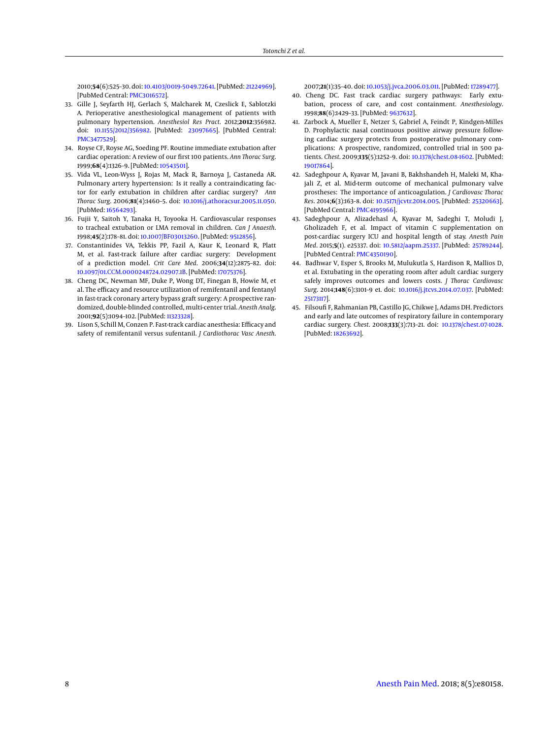2010;**54**(6):525–30. doi: 10.4103/0019-5049.72641. [PubMed: 21224969]. [PubMed Central: PMC3016572].

33. Gille J, Seyfarth HJ, Gerlach S, Malcharek M, Czeslick E, Sablotzki A. Perioperative anesthesiological management of patients with pulmonary hypertension. *Anesthesiol Res Pract*. 2012;**2012**:356982. doi: 10.1155/2012/356982. [PubMed: 23097665]. [PubMed Central: PMC3477529].
34. Royse CF, Royse AG, Soeding PF. Routine immediate extubation after cardiac operation: A review of our first 100 patients. *Ann Thorac Surg*. 1999;**68**(4):1326–9. [PubMed: 10543501].
35. Vida VL, Leon-Wyss J, Rojas M, Mack R, Barnoya J, Castaneda AR. Pulmonary artery hypertension: Is it really a contraindicating factor for early extubation in children after cardiac surgery? *Ann Thorac Surg*. 2006;**81**(4):1460–5. doi: 10.1016/j.athoracsur.2005.11.050. [PubMed: 16564293].
36. Fujii Y, Saitoh Y, Tanaka H, Toyooka H. Cardiovascular responses to tracheal extubation or LMA removal in children. *Can J Anaesth*. 1998;**45**(2):178–81. doi: 10.1007/BF03013260. [PubMed: 9512856].
37. Constantinides VA, Tekkis PP, Fazil A, Kaur K, Leonard R, Platt M, et al. Fast-track failure after cardiac surgery: Development of a prediction model. *Crit Care Med*. 2006;**34**(12):2875–82. doi: 10.1097/01.CCM.0000248724.02907.1B. [PubMed: 17075376].
38. Cheng DC, Newman MF, Duke P, Wong DT, Finegan B, Howie M, et al. The efficacy and resource utilization of remifentanil and fentanyl in fast-track coronary artery bypass graft surgery: A prospective randomized, double-blinded controlled, multi-center trial. *Anesth Analg*. 2001;**92**(5):1094–102. [PubMed: 11323328].
39. Lison S, Schill M, Conzen P. Fast-track cardiac anesthesia: Efficacy and safety of remifentanil versus sufentanil. *J Cardiothorac Vasc Anesth*. 2007;**21**(1):35–40. doi: 10.1053/j.jvca.2006.03.011. [PubMed: 17289477].
40. Cheng DC. Fast track cardiac surgery pathways: Early extubation, process of care, and cost containment. *Anesthesiology*. 1998;**88**(6):1429–33. [PubMed: 9637632].
41. Zarbock A, Mueller E, Netzer S, Gabriel A, Feindt P, Kindgen-Milles D. Prophylactic nasal continuous positive airway pressure following cardiac surgery protects from postoperative pulmonary complications: A prospective, randomized, controlled trial in 500 patients. *Chest*. 2009;**135**(5):1252–9. doi: 10.1378/chest.08-1602. [PubMed: 19017864].
42. Sadeghpour A, Kyavar M, Javani B, Bakhshandeh H, Maleki M, Khajali Z, et al. Mid-term outcome of mechanical pulmonary valve prostheses: The importance of anticoagulation. *J Cardiovasc Thorac Res*. 2014;**6**(3):163–8. doi: 10.15171/jcvtr.2014.005. [PubMed: 25320663]. [PubMed Central: PMC4195966].
43. Sadeghpour A, Alizadehasl A, Kyavar M, Sadeghi T, Moludi J, Gholizadeh F, et al. Impact of vitamin C supplementation on post-cardiac surgery ICU and hospital length of stay. *Anesth Pain Med*. 2015;**5**(1). e25337. doi: 10.5812/aapm.25337. [PubMed: 25789244]. [PubMed Central: PMC4350190].
44. Badhwar V, Esper S, Brooks M, Mulukutla S, Hardison R, Mallios D, et al. Extubating in the operating room after adult cardiac surgery safely improves outcomes and lowers costs. *J Thorac Cardiovasc Surg*. 2014;**148**(6):3101–9 e1. doi: 10.1016/j.jtcvs.2014.07.037. [PubMed: 25173117].
45. Filsoufi F, Rahmanian PB, Castillo JG, Chikwe J, Adams DH. Predictors and early and late outcomes of respiratory failure in contemporary cardiac surgery. *Chest*. 2008;**133**(3):713–21. doi: 10.1378/chest.07-1028. [PubMed: 18263692].